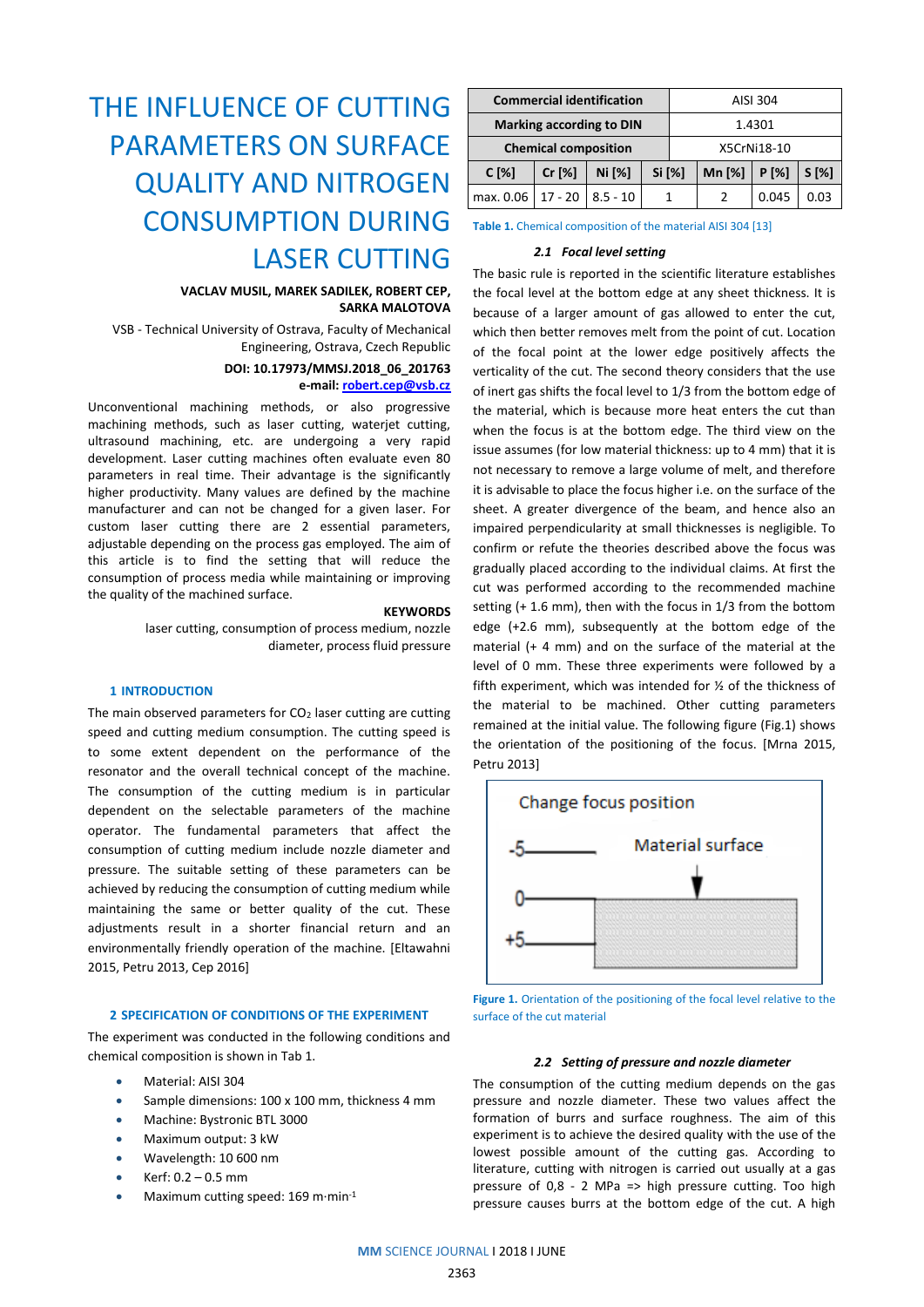# THE INFLUENCE OF CUTTING PARAMETERS ON SURFACE QUALITY AND NITROGEN CONSUMPTION DURING LASER CUTTING

**VACLAV MUSIL, MAREK SADILEK, ROBERT CEP, SARKA MALOTOVA**

VSB - Technical University of Ostrava, Faculty of Mechanical Engineering, Ostrava, Czech Republic

**DOI: 10.17973/MMSJ.2018_06_201763**

**e-mail: robert.cep@vsb.cz**

Unconventional machining methods, or also progressive machining methods, such as laser cutting, waterjet cutting, ultrasound machining, etc. are undergoing a very rapid development. Laser cutting machines often evaluate even 80 parameters in real time. Their advantage is the significantly higher productivity. Many values are defined by the machine manufacturer and can not be changed for a given laser. For custom laser cutting there are 2 essential parameters, adjustable depending on the process gas employed. The aim of this article is to find the setting that will reduce the consumption of process media while maintaining or improving the quality of the machined surface.

**KEYWORDS**

laser cutting, consumption of process medium, nozzle diameter, process fluid pressure

## 1 INTRODUCTION

The main observed parameters for $CO_2$ laser cutting are cutting speed and cutting medium consumption. The cutting speed is to some extent dependent on the performance of the resonator and the overall technical concept of the machine. The consumption of the cutting medium is in particular dependent on the selectable parameters of the machine operator. The fundamental parameters that affect the consumption of cutting medium include nozzle diameter and pressure. The suitable setting of these parameters can be achieved by reducing the consumption of cutting medium while maintaining the same or better quality of the cut. These adjustments result in a shorter financial return and an environmentally friendly operation of the machine. [Eltawahni 2015, Petru 2013, Cep 2016]

## 2 SPECIFICATION OF CONDITIONS OF THE EXPERIMENT

The experiment was conducted in the following conditions and chemical composition is shown in Tab 1.

- Material: AISI 304
- Sample dimensions: 100 x 100 mm, thickness 4 mm
- Machine: Bystronic BTL 3000
- Maximum output: 3 kW
- Wavelength: 10 600 nm
- Kerf: 0.2 – 0.5 mm
- Maximum cutting speed: 169 m·min$^{-1}$

| Commercial identification | | | | AISI 304 | | |
|---|---|---|---|---|---|---|
| Marking according to DIN | | | | 1.4301 | | |
| Chemical composition | | | | X5CrNi18-10 | | |
| C [%] | Cr [%] | Ni [%] | Si [%] | Mn [%] | P [%] | S [%] |
| max. 0.06 | 17 - 20 | 8.5 - 10 | 1 | 2 | 0.045 | 0.03 |

**Table 1.** Chemical composition of the material AISI 304 [13]

### 2.1 Focal level setting

The basic rule is reported in the scientific literature establishes the focal level at the bottom edge at any sheet thickness. It is because of a larger amount of gas allowed to enter the cut, which then better removes melt from the point of cut. Location of the focal point at the lower edge positively affects the verticality of the cut. The second theory considers that the use of inert gas shifts the focal level to 1/3 from the bottom edge of the material, which is because more heat enters the cut than when the focus is at the bottom edge. The third view on the issue assumes (for low material thickness: up to 4 mm) that it is not necessary to remove a large volume of melt, and therefore it is advisable to place the focus higher i.e. on the surface of the sheet. A greater divergence of the beam, and hence also an impaired perpendicularity at small thicknesses is negligible. To confirm or refute the theories described above the focus was gradually placed according to the individual claims. At first the cut was performed according to the recommended machine setting (+ 1.6 mm), then with the focus in 1/3 from the bottom edge (+2.6 mm), subsequently at the bottom edge of the material (+ 4 mm) and on the surface of the material at the level of 0 mm. These three experiments were followed by a fifth experiment, which was intended for ½ of the thickness of the material to be machined. Other cutting parameters remained at the initial value. The following figure (Fig.1) shows the orientation of the positioning of the focus. [Mrna 2015, Petru 2013]

Change focus position

-5 — Material surface

0

+5

**Figure 1.** Orientation of the positioning of the focal level relative to the surface of the cut material

### 2.2 Setting of pressure and nozzle diameter

The consumption of the cutting medium depends on the gas pressure and nozzle diameter. These two values affect the formation of burrs and surface roughness. The aim of this experiment is to achieve the desired quality with the use of the lowest possible amount of the cutting gas. According to literature, cutting with nitrogen is carried out usually at a gas pressure of 0,8 - 2 MPa => high pressure cutting. Too high pressure causes burrs at the bottom edge of the cut. A high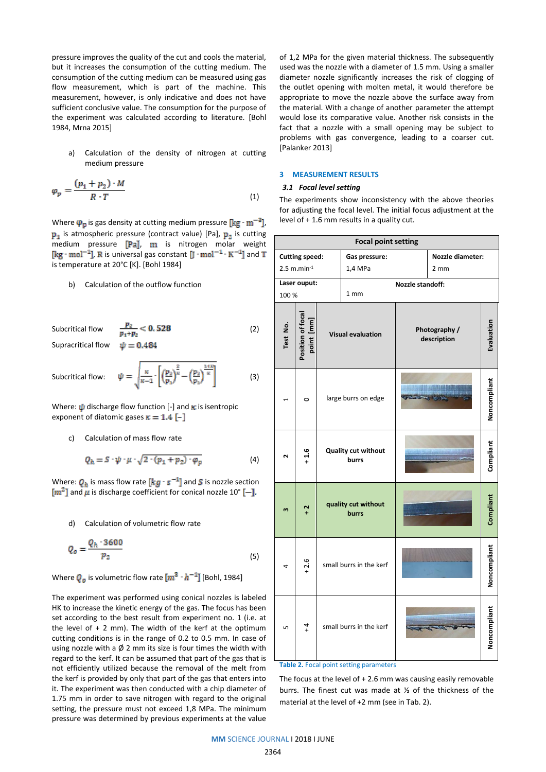pressure improves the quality of the cut and cools the material, but it increases the consumption of the cutting medium. The consumption of the cutting medium can be measured using gas flow measurement, which is part of the machine. This measurement, however, is only indicative and does not have sufficient conclusive value. The consumption for the purpose of the experiment was calculated according to literature. [Bohl 1984, Mrna 2015]

a) Calculation of the density of nitrogen at cutting medium pressure

$$\varphi_p = \frac{(p_1 + p_2) \cdot M}{R \cdot T} \tag{1}$$

Where $\varphi_p$ is gas density at cutting medium pressure $[kg \cdot m^{-3}]$, $p_1$ is atmospheric pressure (contract value) [Pa], $p_2$ is cutting medium pressure $[Pa]$, $m$ is nitrogen molar weight $[kg \cdot mol^{-1}]$, $R$ is universal gas constant $[J \cdot mol^{-1} \cdot K^{-1}]$ and $T$ is temperature at 20°C [K]. [Bohl 1984]

b) Calculation of the outflow function

Subcritical flow $\frac{p_2}{p_1+p_2} < 0.528$ (2)

Supracritical flow $\psi = 0.484$

Subcritical flow:

$$\psi = \sqrt{\frac{\kappa}{\kappa-1} \cdot \left[\left(\frac{p_2}{p_1}\right)^{\frac{2}{\kappa}} - \left(\frac{p_2}{p_1}\right)^{\frac{1+\kappa}{\kappa}}\right]} \tag{3}$$

Where: $\psi$ discharge flow function [-] and $\kappa$ is isentropic exponent of diatomic gases $\kappa = 1.4$ $[-]$

c) Calculation of mass flow rate

$$Q_h = S \cdot \psi \cdot \mu \cdot \sqrt{2 \cdot (p_1 + p_2) \cdot \varphi_p} \tag{4}$$

Where: $Q_h$ is mass flow rate $[kg \cdot s^{-1}]$ and $S$ is nozzle section $[m^2]$ and $\mu$ is discharge coefficient for conical nozzle 10° $[-]$.

d) Calculation of volumetric flow rate

$$Q_o = \frac{Q_h \cdot 3600}{p_2} \tag{5}$$

Where $Q_o$ is volumetric flow rate $[m^3 \cdot h^{-1}]$ [Bohl, 1984]

The experiment was performed using conical nozzles is labeled HK to increase the kinetic energy of the gas. The focus has been set according to the best result from experiment no. 1 (i.e. at the level of + 2 mm). The width of the kerf at the optimum cutting conditions is in the range of 0.2 to 0.5 mm. In case of using nozzle with a Ø 2 mm its size is four times the width with regard to the kerf. It can be assumed that part of the gas that is not efficiently utilized because the removal of the melt from the kerf is provided by only that part of the gas that enters into it. The experiment was then conducted with a chip diameter of 1.75 mm in order to save nitrogen with regard to the original setting, the pressure must not exceed 1,8 MPa. The minimum pressure was determined by previous experiments at the value of 1,2 MPa for the given material thickness. The subsequently used was the nozzle with a diameter of 1.5 mm. Using a smaller diameter nozzle significantly increases the risk of clogging of the outlet opening with molten metal, it would therefore be appropriate to move the nozzle above the surface away from the material. With a change of another parameter the attempt would lose its comparative value. Another risk consists in the fact that a nozzle with a small opening may be subject to problems with gas convergence, leading to a coarser cut. [Palanker 2013]

## 3 MEASUREMENT RESULTS

### 3.1 Focal level setting

The experiments show inconsistency with the above theories for adjusting the focal level. The initial focus adjustment at the level of + 1.6 mm results in a quality cut.

| Focal point setting | | | | |
|---|---|---|---|---|
| **Cutting speed:** 2.5 m.min$^{-1}$ | | **Gas pressure:** 1,4 MPa | | **Nozzle diameter:** 2 mm |
| **Laser ouput:** 100 % | | **Nozzle standoff:** 1 mm | | |
| **Test No.** | **Position of focal point [mm]** | **Visual evaluation** | **Photography / description** | **Evaluation** |
| 1 | 0 | large burrs on edge | | Noncompliant |
| **2** | **+ 1.6** | **Quality cut without burrs** | | **Compliant** |
| **3** | **+ 2** | **quality cut without burrs** | | **Compliant** |
| 4 | + 2.6 | small burrs in the kerf | | Noncompliant |
| 5 | + 4 | small burrs in the kerf | | Noncompliant |

**Table 2.** Focal point setting parameters

The focus at the level of + 2.6 mm was causing easily removable burrs. The finest cut was made at ½ of the thickness of the material at the level of +2 mm (see in Tab. 2).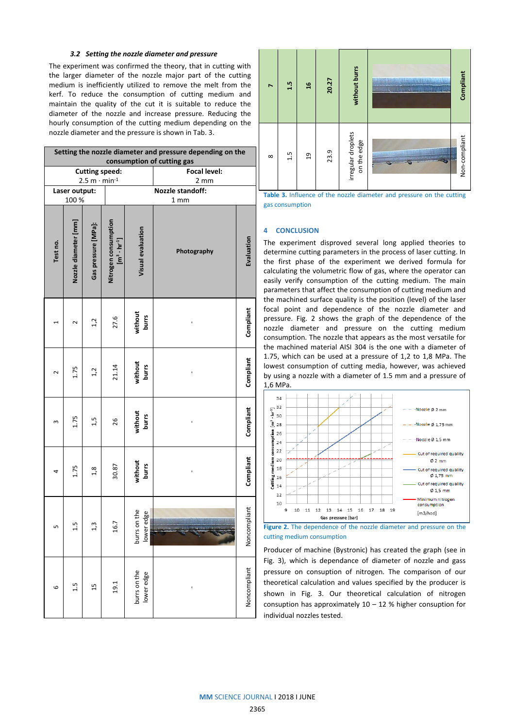### 3.2 Setting the nozzle diameter and pressure

The experiment was confirmed the theory, that in cutting with the larger diameter of the nozzle major part of the cutting medium is inefficiently utilized to remove the melt from the kerf. To reduce the consumption of cutting medium and maintain the quality of the cut it is suitable to reduce the diameter of the nozzle and increase pressure. Reducing the hourly consumption of the cutting medium depending on the nozzle diameter and the pressure is shown in Tab. 3.

| Setting the nozzle diameter and pressure depending on the consumption of cutting gas | | | | | | |
|---|---|---|---|---|---|---|
| **Cutting speed:** 2.5 m · min⁻¹ | | | | **Focal level:** 2 mm | | |
| **Laser output:** 100 % | | **Nozzle standoff:** 1 mm | | | | |
| **Test no.** | **Nozzle diameter [mm]** | **Gas pressure [MPa]:** | **Nitrogen consumption [$m^3 \cdot hr^{-1}$]** | **Visual evaluation** | **Photography** | **Evaluation** |
| 1 | 2 | 1,2 | 27.6 | without burrs | - | Compliant |
| 2 | 1.75 | 1,2 | 21.14 | without burrs | - | Compliant |
| 3 | 1.75 | 1,5 | 26 | without burrs | - | Compliant |
| 4 | 1.75 | 1,8 | 30.87 | without burrs | - | Compliant |
| 5 | 1.5 | 1,3 | 16.7 | burrs on the lower edge | | Noncompliant |
| 6 | 1.5 | 15 | 19.1 | burrs on the lower edge | - | Noncompliant |
| 7 | 1.5 | 16 | 20.27 | without burrs | | Compliant |
| 8 | 1.5 | 19 | 23.9 | irregular droplets on the edge | | Non-compliant |

**Table 3.** Influence of the nozzle diameter and pressure on the cutting gas consumption

## 4 CONCLUSION

The experiment disproved several long applied theories to determine cutting parameters in the process of laser cutting. In the first phase of the experiment we derived formula for calculating the volumetric flow of gas, where the operator can easily verify consumption of the cutting medium. The main parameters that affect the consumption of cutting medium and the machined surface quality is the position (level) of the laser focal point and dependence of the nozzle diameter and pressure. Fig. 2 shows the graph of the dependence of the nozzle diameter and pressure on the cutting medium consumption. The nozzle that appears as the most versatile for the machined material AISI 304 is the one with a diameter of 1.75, which can be used at a pressure of 1,2 to 1,8 MPa. The lowest consumption of cutting media, however, was achieved by using a nozzle with a diameter of 1.5 mm and a pressure of 1,6 MPa.

**Figure 2.** The dependence of the nozzle diameter and pressure on the cutting medium consumption

Producer of machine (Bystronic) has created the graph (see in Fig. 3), which is dependance of diameter of nozzle and gas pressure on consuption of nitrogen. The comparison of our theoretical calculation and values specified by the producer is shown in Fig. 3. Our theoretical calculation of nitrogen consuption has approximately 10 – 12 % higher consuption for individual nozzles tested.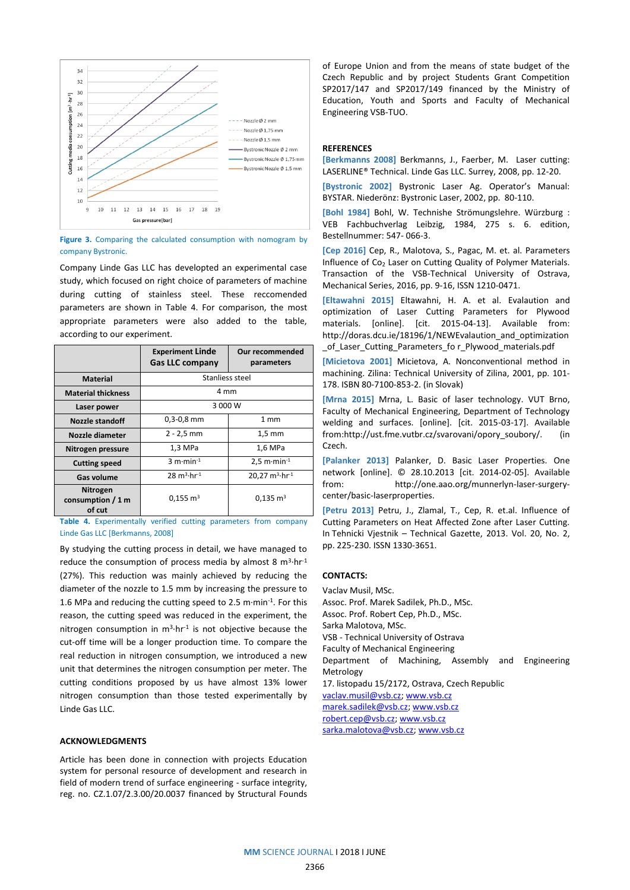34
32
30
28
26
24
22
20
18
16
14
12
10

Cutting media consumption [m³·hr⁻¹]

9 10 11 12 13 14 15 16 17 18 19

Gas pressure[bar]

Nozzle Ø 2 mm
Nozzle Ø 1,75 mm
Nozzle Ø 1,5 mm
Bystronic Nozzle Ø 2 mm
Bystronic Nozzle Ø 1,75 mm
Bystronic Nozzle Ø 1,5 mm

**Figure 3.** Comparing the calculated consumption with nomogram by company Bystronic.

Company Linde Gas LLC has developed an experimental case study, which focused on right choice of parameters of machine during cutting of stainless steel. These reccomended parameters are shown in Table 4. For comparison, the most appropriate parameters were also added to the table, according to our experiment.

| | Experiment Linde Gas LLC company | Our recommended parameters |
|---|---|---|
| **Material** | Stanliess steel | |
| **Material thickness** | 4 mm | |
| **Laser power** | 3 000 W | |
| **Nozzle standoff** | 0,3-0,8 mm | 1 mm |
| **Nozzle diameter** | 2 - 2,5 mm | 1,5 mm |
| **Nitrogen pressure** | 1,3 MPa | 1,6 MPa |
| **Cutting speed** | 3 $m \cdot min^{-1}$ | 2,5 $m \cdot min^{-1}$ |
| **Gas volume** | 28 $m^3 \cdot hr^{-1}$ | 20,27 $m^3 \cdot hr^{-1}$ |
| **Nitrogen consumption / 1 m of cut** | 0,155 $m^3$ | 0,135 $m^3$ |

**Table 4.** Experimentally verified cutting parameters from company Linde Gas LLC [Berkmanns, 2008]

By studying the cutting process in detail, we have managed to reduce the consumption of process media by almost 8 $m^3 \cdot hr^{-1}$ (27%). This reduction was mainly achieved by reducing the diameter of the nozzle to 1.5 mm by increasing the pressure to 1.6 MPa and reducing the cutting speed to 2.5 $m \cdot min^{-1}$. For this reason, the cutting speed was reduced in the experiment, the nitrogen consumption in $m^3 \cdot hr^{-1}$ is not objective because the cut-off time will be a longer production time. To compare the real reduction in nitrogen consumption, we introduced a new unit that determines the nitrogen consumption per meter. The cutting conditions proposed by us have almost 13% lower nitrogen consumption than those tested experimentally by Linde Gas LLC.

## ACKNOWLEDGMENTS

Article has been done in connection with projects Education system for personal resource of development and research in field of modern trend of surface engineering - surface integrity, reg. no. CZ.1.07/2.3.00/20.0037 financed by Structural Founds of Europe Union and from the means of state budget of the Czech Republic and by project Students Grant Competition SP2017/147 and SP2017/149 financed by the Ministry of Education, Youth and Sports and Faculty of Mechanical Engineering VSB-TUO.

## REFERENCES

[Berkmanns 2008] Berkmanns, J., Faerber, M. Laser cutting: LASERLINE® Technical. Linde Gas LLC. Surrey, 2008, pp. 12-20.

[Bystronic 2002] Bystronic Laser Ag. Operator's Manual: BYSTAR. Niederönz: Bystronic Laser, 2002, pp. 80-110.

[Bohl 1984] Bohl, W. Technishe Strömungslehre. Würzburg : VEB Fachbuchverlag Leipzig, 1984, 275 s. 6. edition, Bestellnummer: 547- 066-3.

[Cep 2016] Cep, R., Malotova, S., Pagac, M. et. al. Parameters Influence of $Co_2$ Laser on Cutting Quality of Polymer Materials. Transaction of the VSB-Technical University of Ostrava, Mechanical Series, 2016, pp. 9-16, ISSN 1210-0471.

[Eltawahni 2015] Eltawahni, H. A. et al. Evalaution and optimization of Laser Cutting Parameters for Plywood materials. [online]. [cit. 2015-04-13]. Available from: http://doras.dcu.ie/18196/1/NEWEvalaution_and_optimization_of_Laser_Cutting_Parameters_fo r_Plywood_materials.pdf

[Micietova 2001] Micietova, A. Nonconventional method in machining. Zilina: Technical University of Zilina, 2001, pp. 101-178. ISBN 80-7100-853-2. (in Slovak)

[Mrna 2015] Mrna, L. Basic of laser technology. VUT Brno, Faculty of Mechanical Engineering, Department of Technology welding and surfaces. [online]. [cit. 2015-03-17]. Available from:http://ust.fme.vutbr.cz/svarovani/opory_soubory/. (in Czech.

[Palanker 2013] Palanker, D. Basic Laser Properties. One network [online]. © 28.10.2013 [cit. 2014-02-05]. Available from: http://one.aao.org/munnerlyn-laser-surgery-center/basic-laserproperties.

[Petru 2013] Petru, J., Zlamal, T., Cep, R. et.al. Influence of Cutting Parameters on Heat Affected Zone after Laser Cutting. In Tehnicki Vjestnik – Technical Gazette, 2013. Vol. 20, No. 2, pp. 225-230. ISSN 1330-3651.

## CONTACTS:

Vaclav Musil, MSc.
Assoc. Prof. Marek Sadilek, Ph.D., MSc.
Assoc. Prof. Robert Cep, Ph.D., MSc.
Sarka Malotova, MSc.
VSB - Technical University of Ostrava
Faculty of Mechanical Engineering
Department of Machining, Assembly and Engineering Metrology
17. listopadu 15/2172, Ostrava, Czech Republic
vaclav.musil@vsb.cz; www.vsb.cz
marek.sadilek@vsb.cz; www.vsb.cz
robert.cep@vsb.cz; www.vsb.cz
sarka.malotova@vsb.cz; www.vsb.cz